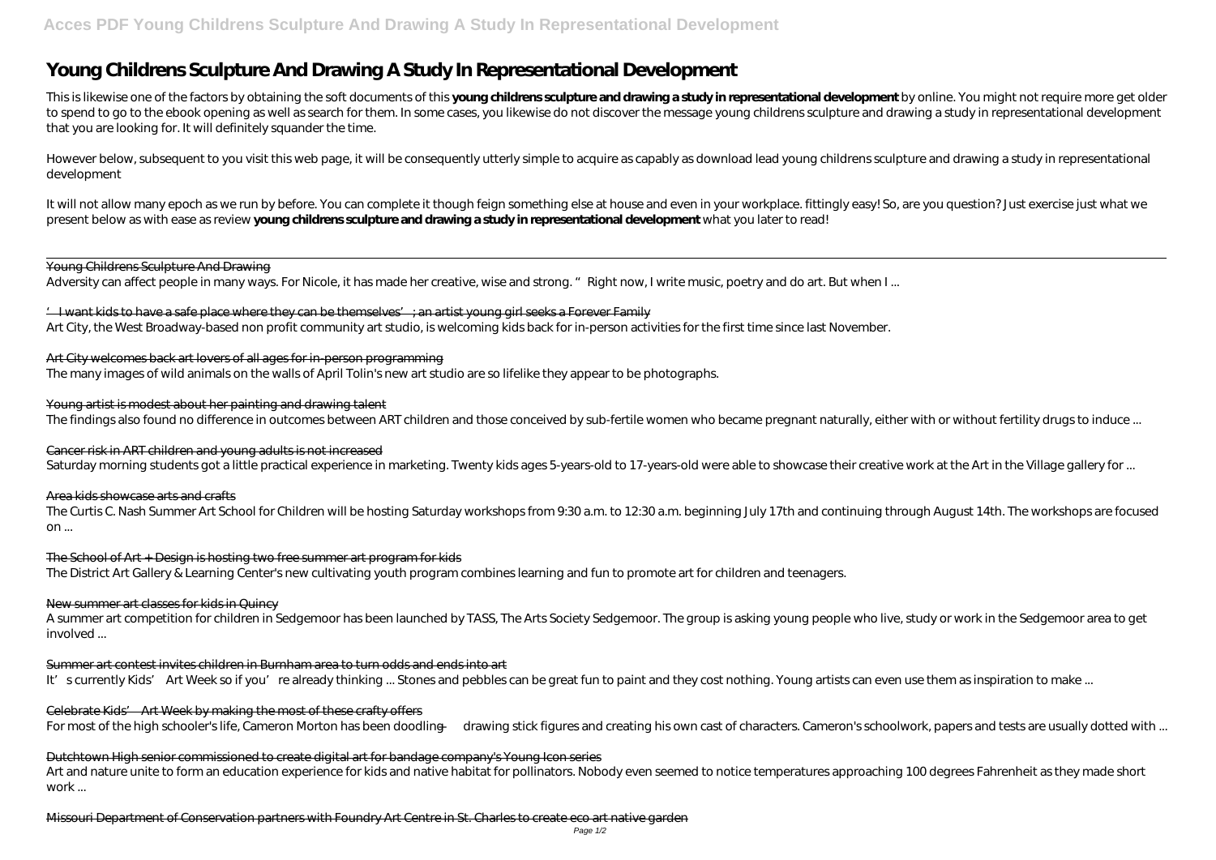# Young Childrens Sculpture And Drawing A Study In Representational Development

This is likewise one of the factors by obtaining the soft documents of this **young childrens sculpture and drawing a study in representational development** by online. You might not require more get older to spend to go to the ebook opening as well as search for them. In some cases, you likewise do not discover the message young childrens sculpture and drawing a study in representational development that you are looking for. It will definitely squander the time.

However below, subsequent to you visit this web page, it will be consequently utterly simple to acquire as capably as download lead young childrens sculpture and drawing a study in representational development

It will not allow many epoch as we run by before. You can complete it though feign something else at house and even in your workplace. fittingly easy! So, are you question? Just exercise just what we present below as with ease as review **young childrens sculpture and drawing a study in representational development** what you later to read!

---

Young Childrens Sculpture And Drawing
Adversity can affect people in many ways. For Nicole, it has made her creative, wise and strong. "Right now, I write music, poetry and do art. But when I ...

'I want kids to have a safe place where they can be themselves'; an artist young girl seeks a Forever Family
Art City, the West Broadway-based non profit community art studio, is welcoming kids back for in-person activities for the first time since last November.

Art City welcomes back art lovers of all ages for in-person programming
The many images of wild animals on the walls of April Tolin's new art studio are so lifelike they appear to be photographs.

Young artist is modest about her painting and drawing talent
The findings also found no difference in outcomes between ART children and those conceived by sub-fertile women who became pregnant naturally, either with or without fertility drugs to induce ...

Cancer risk in ART children and young adults is not increased
Saturday morning students got a little practical experience in marketing. Twenty kids ages 5-years-old to 17-years-old were able to showcase their creative work at the Art in the Village gallery for ...

Area kids showcase arts and crafts
The Curtis C. Nash Summer Art School for Children will be hosting Saturday workshops from 9:30 a.m. to 12:30 a.m. beginning July 17th and continuing through August 14th. The workshops are focused on ...

The School of Art + Design is hosting two free summer art program for kids
The District Art Gallery & Learning Center's new cultivating youth program combines learning and fun to promote art for children and teenagers.

New summer art classes for kids in Quincy
A summer art competition for children in Sedgemoor has been launched by TASS, The Arts Society Sedgemoor. The group is asking young people who live, study or work in the Sedgemoor area to get involved ...

Summer art contest invites children in Burnham area to turn odds and ends into art
It's currently Kids' Art Week so if you're already thinking ... Stones and pebbles can be great fun to paint and they cost nothing. Young artists can even use them as inspiration to make ...

Celebrate Kids' Art Week by making the most of these crafty offers
For most of the high schooler's life, Cameron Morton has been doodling — drawing stick figures and creating his own cast of characters. Cameron's schoolwork, papers and tests are usually dotted with ...

Dutchtown High senior commissioned to create digital art for bandage company's Young Icon series
Art and nature unite to form an education experience for kids and native habitat for pollinators. Nobody even seemed to notice temperatures approaching 100 degrees Fahrenheit as they made short work ...

Missouri Department of Conservation partners with Foundry Art Centre in St. Charles to create eco art native garden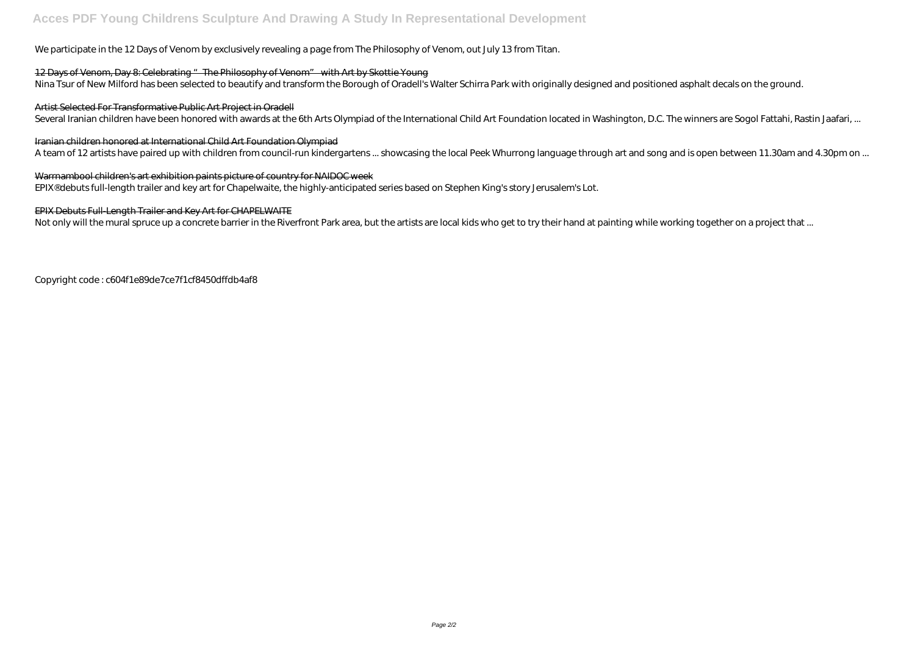We participate in the 12 Days of Venom by exclusively revealing a page from The Philosophy of Venom, out July 13 from Titan.

12 Days of Venom, Day 8: Celebrating "The Philosophy of Venom" with Art by Skottie Young

Nina Tsur of New Milford has been selected to beautify and transform the Borough of Oradell's Walter Schirra Park with originally designed and positioned asphalt decals on the ground.

Artist Selected For Transformative Public Art Project in Oradell

Several Iranian children have been honored with awards at the 6th Arts Olympiad of the International Child Art Foundation located in Washington, D.C. The winners are Sogol Fattahi, Rastin Jaafari, ...

Iranian children honored at International Child Art Foundation Olympiad

A team of 12 artists have paired up with children from council-run kindergartens ... showcasing the local Peek Whurrong language through art and song and is open between 11.30am and 4.30pm on ...

Warrnambool children's art exhibition paints picture of country for NAIDOC week

EPIX® debuts full-length trailer and key art for Chapelwaite, the highly-anticipated series based on Stephen King's story Jerusalem's Lot.

EPIX Debuts Full-Length Trailer and Key Art for CHAPELWAITE

Not only will the mural spruce up a concrete barrier in the Riverfront Park area, but the artists are local kids who get to try their hand at painting while working together on a project that ...

Copyright code : c604f1e89de7ce7f1cf8450dffdb4af8